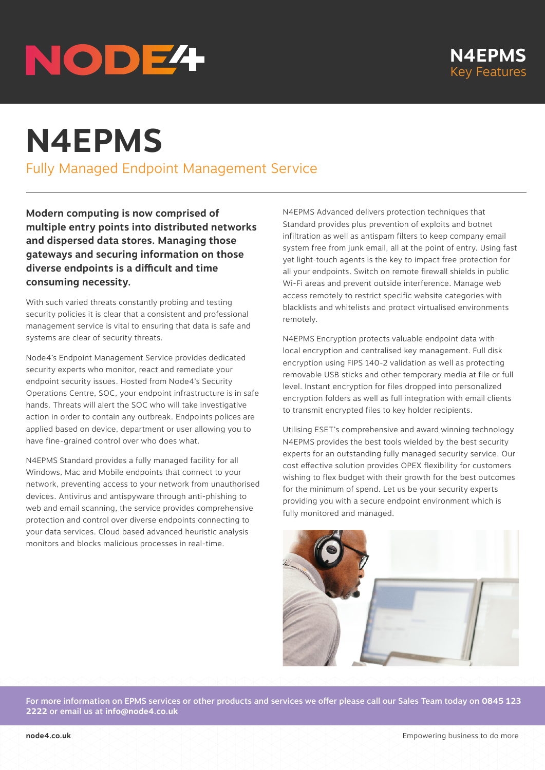# N4EPMS

## Fully Managed Endpoint Management Service

**Modern computing is now comprised of multiple entry points into distributed networks and dispersed data stores. Managing those gateways and securing information on those diverse endpoints is a difficult and time consuming necessity.**

With such varied threats constantly probing and testing security policies it is clear that a consistent and professional management service is vital to ensuring that data is safe and systems are clear of security threats.

Node4's Endpoint Management Service provides dedicated security experts who monitor, react and remediate your endpoint security issues. Hosted from Node4's Security Operations Centre, SOC, your endpoint infrastructure is in safe hands. Threats will alert the SOC who will take investigative action in order to contain any outbreak. Endpoints polices are applied based on device, department or user allowing you to have fine-grained control over who does what.

N4EPMS Standard provides a fully managed facility for all Windows, Mac and Mobile endpoints that connect to your network, preventing access to your network from unauthorised devices. Antivirus and antispyware through anti-phishing to web and email scanning, the service provides comprehensive protection and control over diverse endpoints connecting to your data services. Cloud based advanced heuristic analysis monitors and blocks malicious processes in real-time.

N4EPMS Advanced delivers protection techniques that Standard provides plus prevention of exploits and botnet infiltration as well as antispam filters to keep company email system free from junk email, all at the point of entry. Using fast yet light-touch agents is the key to impact free protection for all your endpoints. Switch on remote firewall shields in public Wi-Fi areas and prevent outside interference. Manage web access remotely to restrict specific website categories with blacklists and whitelists and protect virtualised environments remotely.

N4EPMS Encryption protects valuable endpoint data with local encryption and centralised key management. Full disk encryption using FIPS 140-2 validation as well as protecting removable USB sticks and other temporary media at file or full level. Instant encryption for files dropped into personalized encryption folders as well as full integration with email clients to transmit encrypted files to key holder recipients.

Utilising ESET's comprehensive and award winning technology N4EPMS provides the best tools wielded by the best security experts for an outstanding fully managed security service. Our cost effective solution provides OPEX flexibility for customers wishing to flex budget with their growth for the best outcomes for the minimum of spend. Let us be your security experts providing you with a secure endpoint environment which is fully monitored and managed.

**For more information on EPMS services or other products and services we offer please call our Sales Team today on 0845 123 2222 or email us at info@node4.co.uk**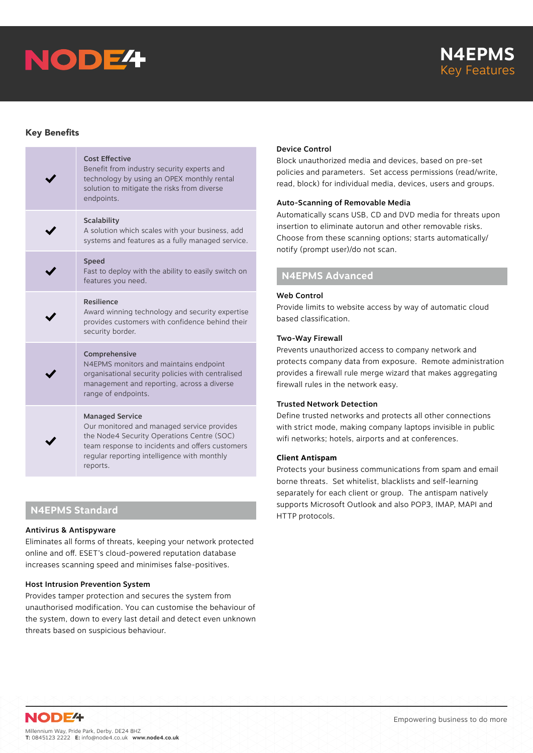# N4EPMS
## Key Features

### Key Benefits

| | |
|---|---|
| ✔ | **Cost Effective**<br>Benefit from industry security experts and technology by using an OPEX monthly rental solution to mitigate the risks from diverse endpoints. |
| ✔ | **Scalability**<br>A solution which scales with your business, add systems and features as a fully managed service. |
| ✔ | **Speed**<br>Fast to deploy with the ability to easily switch on features you need. |
| ✔ | **Resilience**<br>Award winning technology and security expertise provides customers with confidence behind their security border. |
| ✔ | **Comprehensive**<br>N4EPMS monitors and maintains endpoint organisational security policies with centralised management and reporting, across a diverse range of endpoints. |
| ✔ | **Managed Service**<br>Our monitored and managed service provides the Node4 Security Operations Centre (SOC) team response to incidents and offers customers regular reporting intelligence with monthly reports. |

## N4EPMS Standard

**Antivirus & Antispyware**
Eliminates all forms of threats, keeping your network protected online and off. ESET's cloud-powered reputation database increases scanning speed and minimises false-positives.

**Host Intrusion Prevention System**
Provides tamper protection and secures the system from unauthorised modification. You can customise the behaviour of the system, down to every last detail and detect even unknown threats based on suspicious behaviour.

**Device Control**
Block unauthorized media and devices, based on pre-set policies and parameters. Set access permissions (read/write, read, block) for individual media, devices, users and groups.

**Auto-Scanning of Removable Media**
Automatically scans USB, CD and DVD media for threats upon insertion to eliminate autorun and other removable risks. Choose from these scanning options; starts automatically/ notify (prompt user)/do not scan.

## N4EPMS Advanced

**Web Control**
Provide limits to website access by way of automatic cloud based classification.

**Two-Way Firewall**
Prevents unauthorized access to company network and protects company data from exposure. Remote administration provides a firewall rule merge wizard that makes aggregating firewall rules in the network easy.

**Trusted Network Detection**
Define trusted networks and protects all other connections with strict mode, making company laptops invisible in public wifi networks; hotels, airports and at conferences.

**Client Antispam**
Protects your business communications from spam and email borne threats. Set whitelist, blacklists and self-learning separately for each client or group. The antispam natively supports Microsoft Outlook and also POP3, IMAP, MAPI and HTTP protocols.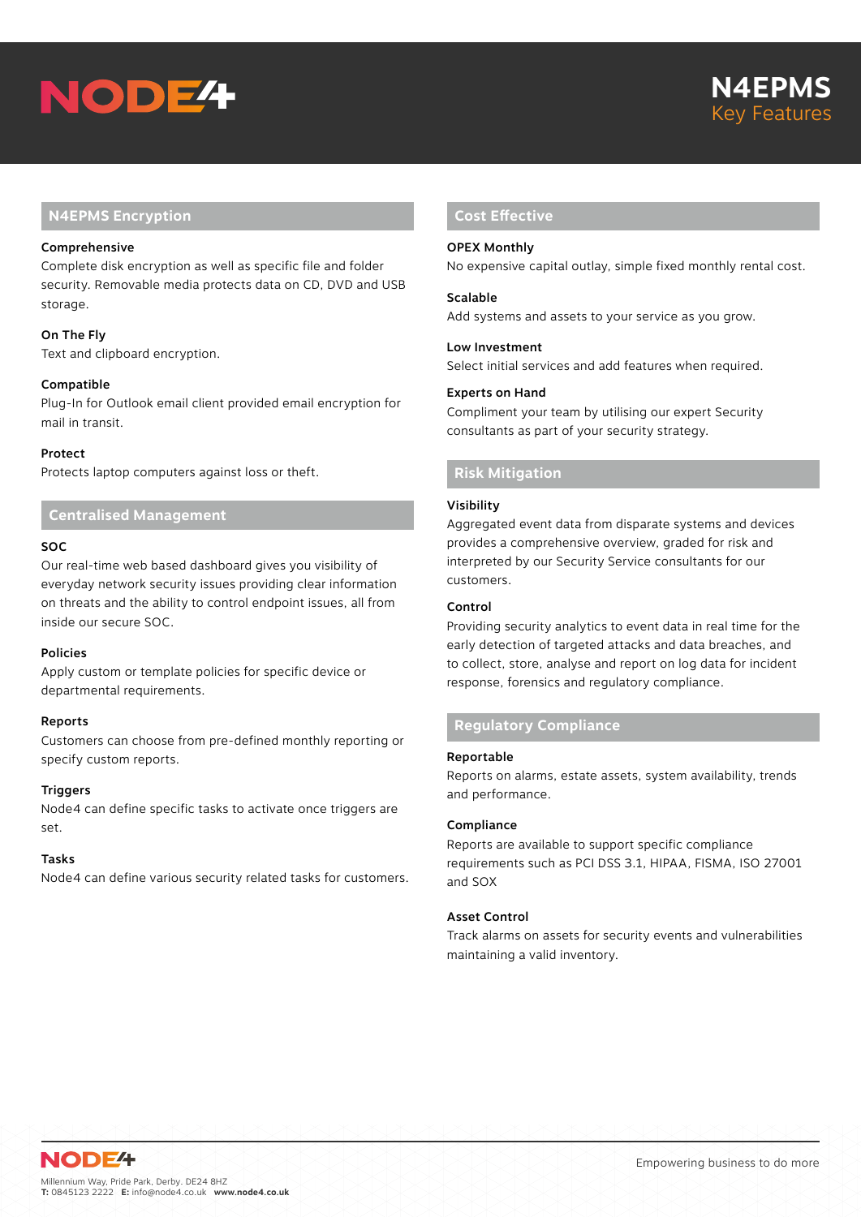# N4EPMS

## Key Features

## N4EPMS Encryption

**Comprehensive**
Complete disk encryption as well as specific file and folder security. Removable media protects data on CD, DVD and USB storage.

**On The Fly**
Text and clipboard encryption.

**Compatible**
Plug-In for Outlook email client provided email encryption for mail in transit.

**Protect**
Protects laptop computers against loss or theft.

## Centralised Management

**SOC**
Our real-time web based dashboard gives you visibility of everyday network security issues providing clear information on threats and the ability to control endpoint issues, all from inside our secure SOC.

**Policies**
Apply custom or template policies for specific device or departmental requirements.

**Reports**
Customers can choose from pre-defined monthly reporting or specify custom reports.

**Triggers**
Node4 can define specific tasks to activate once triggers are set.

**Tasks**
Node4 can define various security related tasks for customers.

## Cost Effective

**OPEX Monthly**
No expensive capital outlay, simple fixed monthly rental cost.

**Scalable**
Add systems and assets to your service as you grow.

**Low Investment**
Select initial services and add features when required.

**Experts on Hand**
Compliment your team by utilising our expert Security consultants as part of your security strategy.

## Risk Mitigation

**Visibility**
Aggregated event data from disparate systems and devices provides a comprehensive overview, graded for risk and interpreted by our Security Service consultants for our customers.

**Control**
Providing security analytics to event data in real time for the early detection of targeted attacks and data breaches, and to collect, store, analyse and report on log data for incident response, forensics and regulatory compliance.

## Regulatory Compliance

**Reportable**
Reports on alarms, estate assets, system availability, trends and performance.

**Compliance**
Reports are available to support specific compliance requirements such as PCI DSS 3.1, HIPAA, FISMA, ISO 27001 and SOX

**Asset Control**
Track alarms on assets for security events and vulnerabilities maintaining a valid inventory.

Millennium Way, Pride Park, Derby. DE24 8HZ
**T:** 0845123 2222 **E:** info@node4.co.uk **www.node4.co.uk**

Empowering business to do more